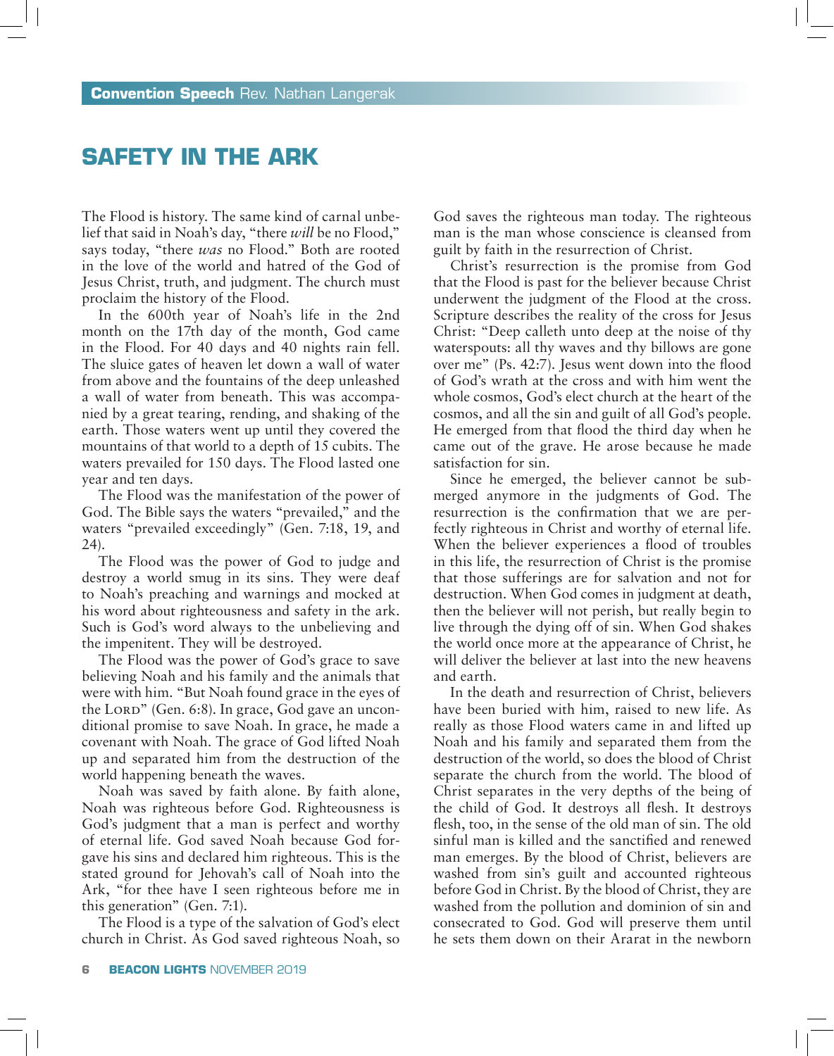**Convention Speech** Rev. Nathan Langerak

# SAFETY IN THE ARK

The Flood is history. The same kind of carnal unbelief that said in Noah's day, "there *will* be no Flood," says today, "there *was* no Flood." Both are rooted in the love of the world and hatred of the God of Jesus Christ, truth, and judgment. The church must proclaim the history of the Flood.

In the 600th year of Noah's life in the 2nd month on the 17th day of the month, God came in the Flood. For 40 days and 40 nights rain fell. The sluice gates of heaven let down a wall of water from above and the fountains of the deep unleashed a wall of water from beneath. This was accompanied by a great tearing, rending, and shaking of the earth. Those waters went up until they covered the mountains of that world to a depth of 15 cubits. The waters prevailed for 150 days. The Flood lasted one year and ten days.

The Flood was the manifestation of the power of God. The Bible says the waters "prevailed," and the waters "prevailed exceedingly" (Gen. 7:18, 19, and 24).

The Flood was the power of God to judge and destroy a world smug in its sins. They were deaf to Noah's preaching and warnings and mocked at his word about righteousness and safety in the ark. Such is God's word always to the unbelieving and the impenitent. They will be destroyed.

The Flood was the power of God's grace to save believing Noah and his family and the animals that were with him. "But Noah found grace in the eyes of the LORD" (Gen. 6:8). In grace, God gave an unconditional promise to save Noah. In grace, he made a covenant with Noah. The grace of God lifted Noah up and separated him from the destruction of the world happening beneath the waves.

Noah was saved by faith alone. By faith alone, Noah was righteous before God. Righteousness is God's judgment that a man is perfect and worthy of eternal life. God saved Noah because God forgave his sins and declared him righteous. This is the stated ground for Jehovah's call of Noah into the Ark, "for thee have I seen righteous before me in this generation" (Gen. 7:1).

The Flood is a type of the salvation of God's elect church in Christ. As God saved righteous Noah, so God saves the righteous man today. The righteous man is the man whose conscience is cleansed from guilt by faith in the resurrection of Christ.

Christ's resurrection is the promise from God that the Flood is past for the believer because Christ underwent the judgment of the Flood at the cross. Scripture describes the reality of the cross for Jesus Christ: "Deep calleth unto deep at the noise of thy waterspouts: all thy waves and thy billows are gone over me" (Ps. 42:7). Jesus went down into the flood of God's wrath at the cross and with him went the whole cosmos, God's elect church at the heart of the cosmos, and all the sin and guilt of all God's people. He emerged from that flood the third day when he came out of the grave. He arose because he made satisfaction for sin.

Since he emerged, the believer cannot be submerged anymore in the judgments of God. The resurrection is the confirmation that we are perfectly righteous in Christ and worthy of eternal life. When the believer experiences a flood of troubles in this life, the resurrection of Christ is the promise that those sufferings are for salvation and not for destruction. When God comes in judgment at death, then the believer will not perish, but really begin to live through the dying off of sin. When God shakes the world once more at the appearance of Christ, he will deliver the believer at last into the new heavens and earth.

In the death and resurrection of Christ, believers have been buried with him, raised to new life. As really as those Flood waters came in and lifted up Noah and his family and separated them from the destruction of the world, so does the blood of Christ separate the church from the world. The blood of Christ separates in the very depths of the being of the child of God. It destroys all flesh. It destroys flesh, too, in the sense of the old man of sin. The old sinful man is killed and the sanctified and renewed man emerges. By the blood of Christ, believers are washed from sin's guilt and accounted righteous before God in Christ. By the blood of Christ, they are washed from the pollution and dominion of sin and consecrated to God. God will preserve them until he sets them down on their Ararat in the newborn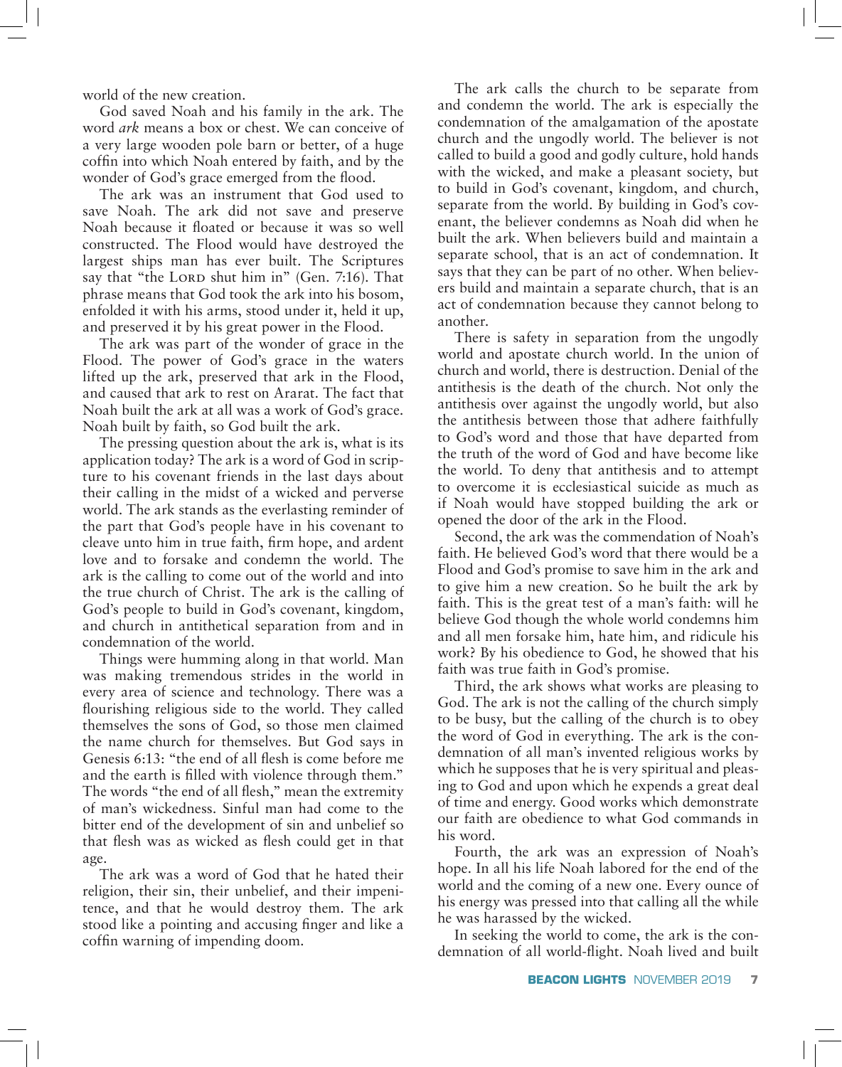world of the new creation.

God saved Noah and his family in the ark. The word *ark* means a box or chest. We can conceive of a very large wooden pole barn or better, of a huge coffin into which Noah entered by faith, and by the wonder of God's grace emerged from the flood.

The ark was an instrument that God used to save Noah. The ark did not save and preserve Noah because it floated or because it was so well constructed. The Flood would have destroyed the largest ships man has ever built. The Scriptures say that "the LORD shut him in" (Gen. 7:16). That phrase means that God took the ark into his bosom, enfolded it with his arms, stood under it, held it up, and preserved it by his great power in the Flood.

The ark was part of the wonder of grace in the Flood. The power of God's grace in the waters lifted up the ark, preserved that ark in the Flood, and caused that ark to rest on Ararat. The fact that Noah built the ark at all was a work of God's grace. Noah built by faith, so God built the ark.

The pressing question about the ark is, what is its application today? The ark is a word of God in scripture to his covenant friends in the last days about their calling in the midst of a wicked and perverse world. The ark stands as the everlasting reminder of the part that God's people have in his covenant to cleave unto him in true faith, firm hope, and ardent love and to forsake and condemn the world. The ark is the calling to come out of the world and into the true church of Christ. The ark is the calling of God's people to build in God's covenant, kingdom, and church in antithetical separation from and in condemnation of the world.

Things were humming along in that world. Man was making tremendous strides in the world in every area of science and technology. There was a flourishing religious side to the world. They called themselves the sons of God, so those men claimed the name church for themselves. But God says in Genesis 6:13: "the end of all flesh is come before me and the earth is filled with violence through them." The words "the end of all flesh," mean the extremity of man's wickedness. Sinful man had come to the bitter end of the development of sin and unbelief so that flesh was as wicked as flesh could get in that age.

The ark was a word of God that he hated their religion, their sin, their unbelief, and their impenitence, and that he would destroy them. The ark stood like a pointing and accusing finger and like a coffin warning of impending doom.

The ark calls the church to be separate from and condemn the world. The ark is especially the condemnation of the amalgamation of the apostate church and the ungodly world. The believer is not called to build a good and godly culture, hold hands with the wicked, and make a pleasant society, but to build in God's covenant, kingdom, and church, separate from the world. By building in God's covenant, the believer condemns as Noah did when he built the ark. When believers build and maintain a separate school, that is an act of condemnation. It says that they can be part of no other. When believers build and maintain a separate church, that is an act of condemnation because they cannot belong to another.

There is safety in separation from the ungodly world and apostate church world. In the union of church and world, there is destruction. Denial of the antithesis is the death of the church. Not only the antithesis over against the ungodly world, but also the antithesis between those that adhere faithfully to God's word and those that have departed from the truth of the word of God and have become like the world. To deny that antithesis and to attempt to overcome it is ecclesiastical suicide as much as if Noah would have stopped building the ark or opened the door of the ark in the Flood.

Second, the ark was the commendation of Noah's faith. He believed God's word that there would be a Flood and God's promise to save him in the ark and to give him a new creation. So he built the ark by faith. This is the great test of a man's faith: will he believe God though the whole world condemns him and all men forsake him, hate him, and ridicule his work? By his obedience to God, he showed that his faith was true faith in God's promise.

Third, the ark shows what works are pleasing to God. The ark is not the calling of the church simply to be busy, but the calling of the church is to obey the word of God in everything. The ark is the condemnation of all man's invented religious works by which he supposes that he is very spiritual and pleasing to God and upon which he expends a great deal of time and energy. Good works which demonstrate our faith are obedience to what God commands in his word.

Fourth, the ark was an expression of Noah's hope. In all his life Noah labored for the end of the world and the coming of a new one. Every ounce of his energy was pressed into that calling all the while he was harassed by the wicked.

In seeking the world to come, the ark is the condemnation of all world-flight. Noah lived and built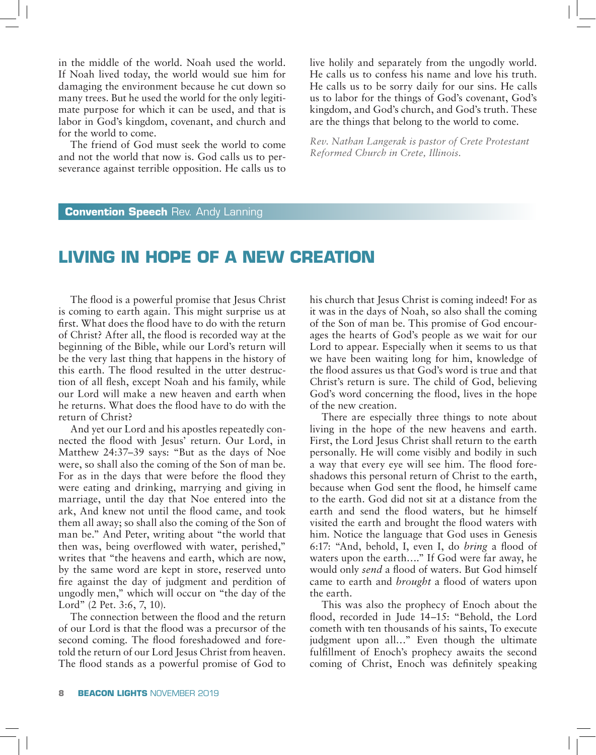in the middle of the world. Noah used the world. If Noah lived today, the world would sue him for damaging the environment because he cut down so many trees. But he used the world for the only legitimate purpose for which it can be used, and that is labor in God's kingdom, covenant, and church and for the world to come.

The friend of God must seek the world to come and not the world that now is. God calls us to perseverance against terrible opposition. He calls us to live holily and separately from the ungodly world. He calls us to confess his name and love his truth. He calls us to be sorry daily for our sins. He calls us to labor for the things of God's covenant, God's kingdom, and God's church, and God's truth. These are the things that belong to the world to come.

*Rev. Nathan Langerak is pastor of Crete Protestant Reformed Church in Crete, Illinois.*

**Convention Speech** Rev. Andy Lanning

# LIVING IN HOPE OF A NEW CREATION

The flood is a powerful promise that Jesus Christ is coming to earth again. This might surprise us at first. What does the flood have to do with the return of Christ? After all, the flood is recorded way at the beginning of the Bible, while our Lord's return will be the very last thing that happens in the history of this earth. The flood resulted in the utter destruction of all flesh, except Noah and his family, while our Lord will make a new heaven and earth when he returns. What does the flood have to do with the return of Christ?

And yet our Lord and his apostles repeatedly connected the flood with Jesus' return. Our Lord, in Matthew 24:37–39 says: "But as the days of Noe were, so shall also the coming of the Son of man be. For as in the days that were before the flood they were eating and drinking, marrying and giving in marriage, until the day that Noe entered into the ark, And knew not until the flood came, and took them all away; so shall also the coming of the Son of man be." And Peter, writing about "the world that then was, being overflowed with water, perished," writes that "the heavens and earth, which are now, by the same word are kept in store, reserved unto fire against the day of judgment and perdition of ungodly men," which will occur on "the day of the Lord" (2 Pet. 3:6, 7, 10).

The connection between the flood and the return of our Lord is that the flood was a precursor of the second coming. The flood foreshadowed and foretold the return of our Lord Jesus Christ from heaven. The flood stands as a powerful promise of God to his church that Jesus Christ is coming indeed! For as it was in the days of Noah, so also shall the coming of the Son of man be. This promise of God encourages the hearts of God's people as we wait for our Lord to appear. Especially when it seems to us that we have been waiting long for him, knowledge of the flood assures us that God's word is true and that Christ's return is sure. The child of God, believing God's word concerning the flood, lives in the hope of the new creation.

There are especially three things to note about living in the hope of the new heavens and earth. First, the Lord Jesus Christ shall return to the earth personally. He will come visibly and bodily in such a way that every eye will see him. The flood foreshadows this personal return of Christ to the earth, because when God sent the flood, he himself came to the earth. God did not sit at a distance from the earth and send the flood waters, but he himself visited the earth and brought the flood waters with him. Notice the language that God uses in Genesis 6:17: "And, behold, I, even I, do *bring* a flood of waters upon the earth…." If God were far away, he would only *send* a flood of waters. But God himself came to earth and *brought* a flood of waters upon the earth.

This was also the prophecy of Enoch about the flood, recorded in Jude 14–15: "Behold, the Lord cometh with ten thousands of his saints, To execute judgment upon all…" Even though the ultimate fulfillment of Enoch's prophecy awaits the second coming of Christ, Enoch was definitely speaking